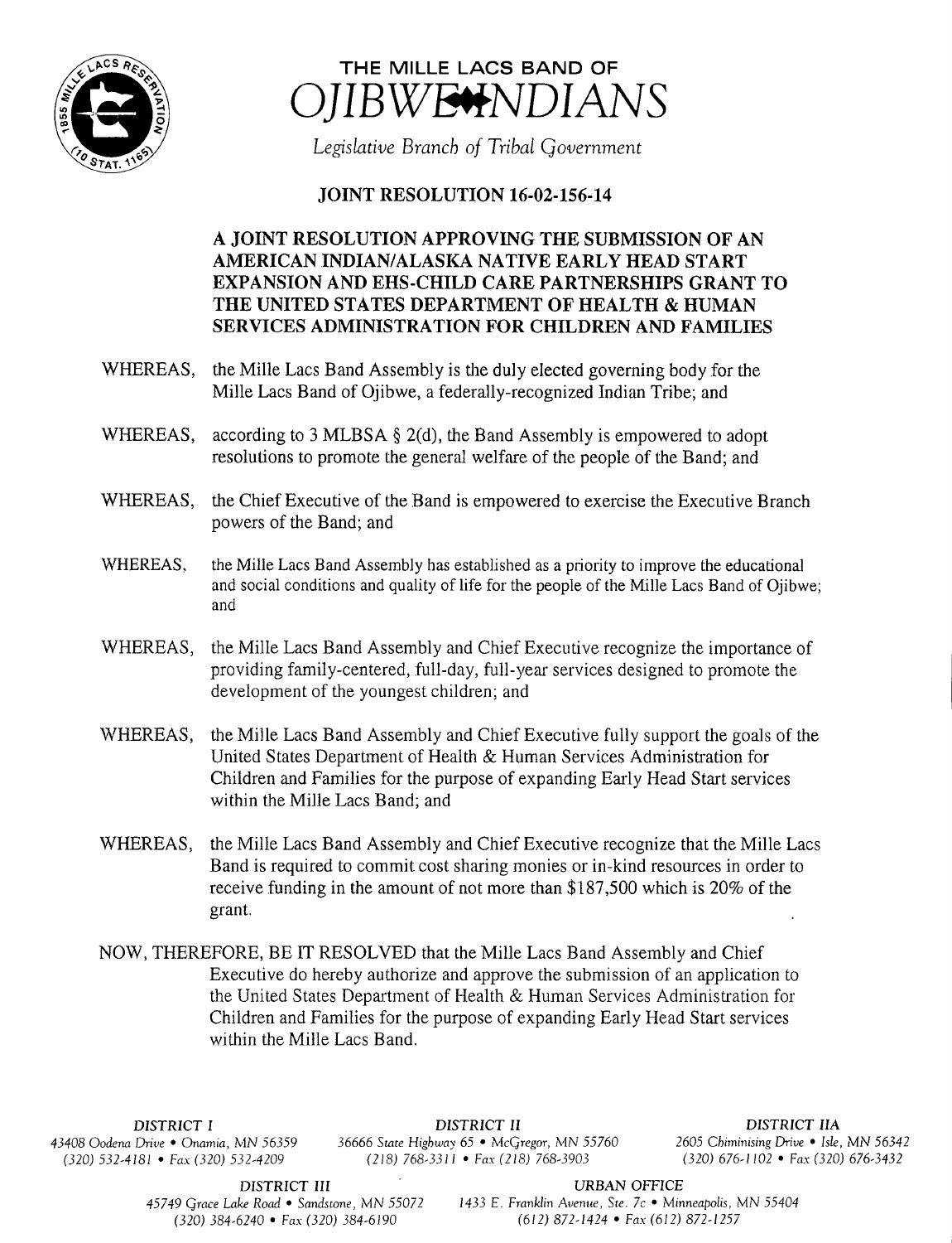# THE MILLE LACS BAND OF OJIBWE INDIANS

*Legislative Branch of Tribal Government*

## JOINT RESOLUTION 16-02-156-14

### A JOINT RESOLUTION APPROVING THE SUBMISSION OF AN AMERICAN INDIAN/ALASKA NATIVE EARLY HEAD START EXPANSION AND EHS-CHILD CARE PARTNERSHIPS GRANT TO THE UNITED STATES DEPARTMENT OF HEALTH & HUMAN SERVICES ADMINISTRATION FOR CHILDREN AND FAMILIES

WHEREAS, the Mille Lacs Band Assembly is the duly elected governing body for the Mille Lacs Band of Ojibwe, a federally-recognized Indian Tribe; and

WHEREAS, according to 3 MLBSA § 2(d), the Band Assembly is empowered to adopt resolutions to promote the general welfare of the people of the Band; and

WHEREAS, the Chief Executive of the Band is empowered to exercise the Executive Branch powers of the Band; and

WHEREAS, the Mille Lacs Band Assembly has established as a priority to improve the educational and social conditions and quality of life for the people of the Mille Lacs Band of Ojibwe; and

WHEREAS, the Mille Lacs Band Assembly and Chief Executive recognize the importance of providing family-centered, full-day, full-year services designed to promote the development of the youngest children; and

WHEREAS, the Mille Lacs Band Assembly and Chief Executive fully support the goals of the United States Department of Health & Human Services Administration for Children and Families for the purpose of expanding Early Head Start services within the Mille Lacs Band; and

WHEREAS, the Mille Lacs Band Assembly and Chief Executive recognize that the Mille Lacs Band is required to commit cost sharing monies or in-kind resources in order to receive funding in the amount of not more than $187,500 which is 20% of the grant.

NOW, THEREFORE, BE IT RESOLVED that the Mille Lacs Band Assembly and Chief Executive do hereby authorize and approve the submission of an application to the United States Department of Health & Human Services Administration for Children and Families for the purpose of expanding Early Head Start services within the Mille Lacs Band.

DISTRICT I
43408 Oodena Drive • Onamia, MN 56359
(320) 532-4181 • Fax (320) 532-4209

DISTRICT II
36666 State Highway 65 • McGregor, MN 55760
(218) 768-3311 • Fax (218) 768-3903

DISTRICT IIA
2605 Chiminising Drive • Isle, MN 56342
(320) 676-1102 • Fax (320) 676-3432

DISTRICT III
45749 Grace Lake Road • Sandstone, MN 55072
(320) 384-6240 • Fax (320) 384-6190

URBAN OFFICE
1433 E. Franklin Avenue, Ste. 7c • Minneapolis, MN 55404
(612) 872-1424 • Fax (612) 872-1257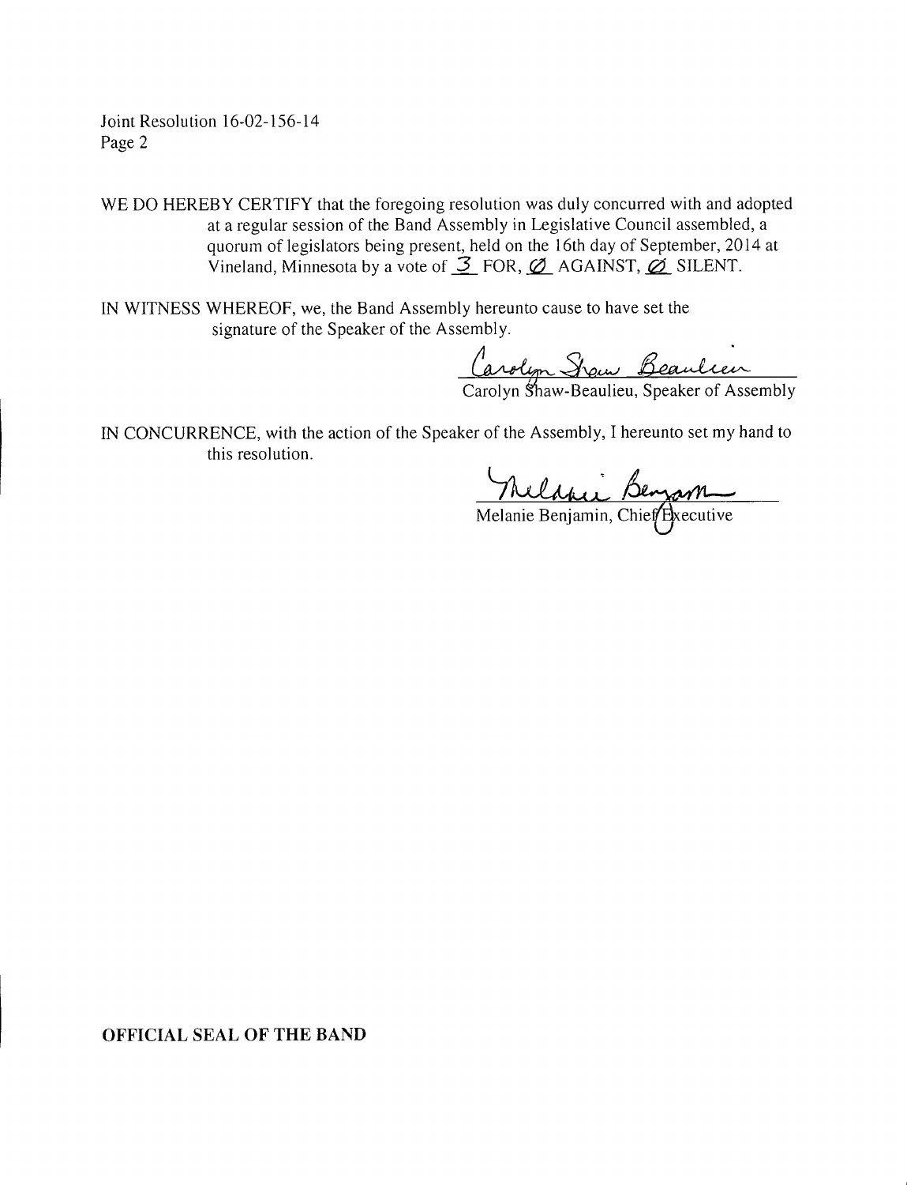Joint Resolution 16-02-156-14
Page 2

WE DO HEREBY CERTIFY that the foregoing resolution was duly concurred with and adopted at a regular session of the Band Assembly in Legislative Council assembled, a quorum of legislators being present, held on the 16th day of September, 2014 at Vineland, Minnesota by a vote of 3 FOR, Ø AGAINST, Ø SILENT.

IN WITNESS WHEREOF, we, the Band Assembly hereunto cause to have set the signature of the Speaker of the Assembly.

Carolyn Shaw-Beaulieu, Speaker of Assembly

IN CONCURRENCE, with the action of the Speaker of the Assembly, I hereunto set my hand to this resolution.

Melanie Benjamin, Chief Executive

**OFFICIAL SEAL OF THE BAND**